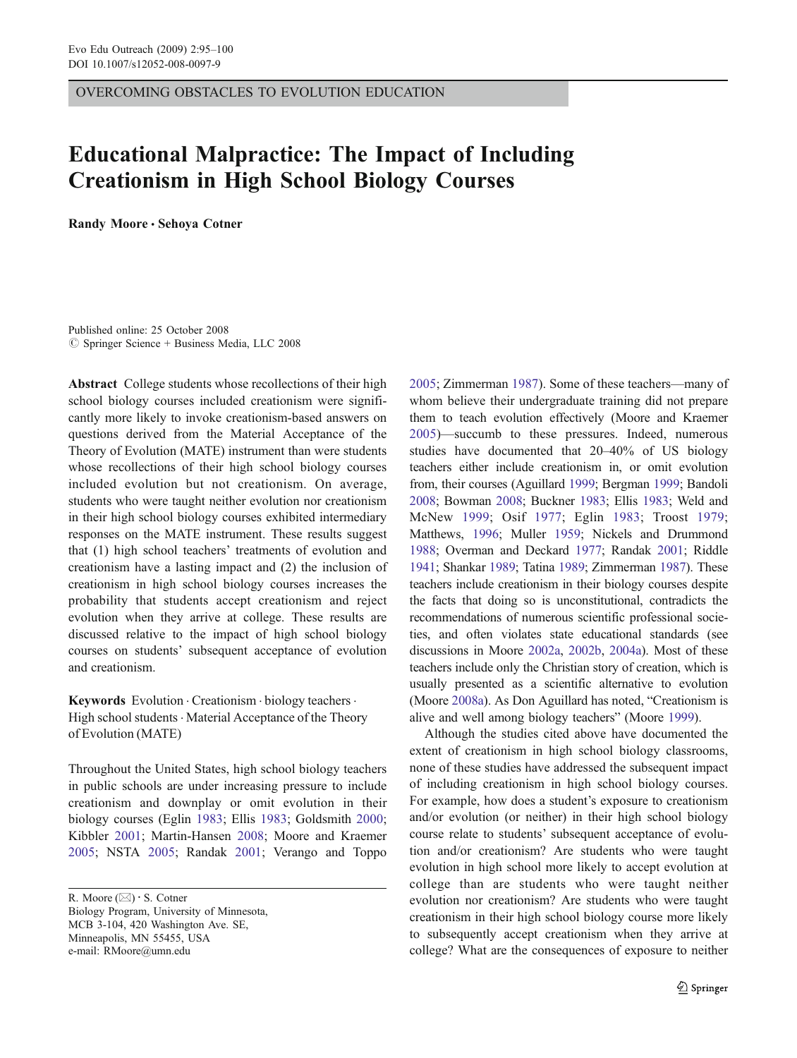OVERCOMING OBSTACLES TO EVOLUTION EDUCATION

# Educational Malpractice: The Impact of Including Creationism in High School Biology Courses

**Randy Moore · Sehoya Cotner**

Published online: 25 October 2008
© Springer Science + Business Media, LLC 2008

**Abstract** College students whose recollections of their high school biology courses included creationism were significantly more likely to invoke creationism-based answers on questions derived from the Material Acceptance of the Theory of Evolution (MATE) instrument than were students whose recollections of their high school biology courses included evolution but not creationism. On average, students who were taught neither evolution nor creationism in their high school biology courses exhibited intermediary responses on the MATE instrument. These results suggest that (1) high school teachers' treatments of evolution and creationism have a lasting impact and (2) the inclusion of creationism in high school biology courses increases the probability that students accept creationism and reject evolution when they arrive at college. These results are discussed relative to the impact of high school biology courses on students' subsequent acceptance of evolution and creationism.

**Keywords** Evolution · Creationism · biology teachers · High school students · Material Acceptance of the Theory of Evolution (MATE)

Throughout the United States, high school biology teachers in public schools are under increasing pressure to include creationism and downplay or omit evolution in their biology courses (Eglin 1983; Ellis 1983; Goldsmith 2000; Kibbler 2001; Martin-Hansen 2008; Moore and Kraemer 2005; NSTA 2005; Randak 2001; Verango and Toppo 2005; Zimmerman 1987). Some of these teachers—many of whom believe their undergraduate training did not prepare them to teach evolution effectively (Moore and Kraemer 2005)—succumb to these pressures. Indeed, numerous studies have documented that 20–40% of US biology teachers either include creationism in, or omit evolution from, their courses (Aguillard 1999; Bergman 1999; Bandoli 2008; Bowman 2008; Buckner 1983; Ellis 1983; Weld and McNew 1999; Osif 1977; Eglin 1983; Troost 1979; Matthews, 1996; Muller 1959; Nickels and Drummond 1988; Overman and Deckard 1977; Randak 2001; Riddle 1941; Shankar 1989; Tatina 1989; Zimmerman 1987). These teachers include creationism in their biology courses despite the facts that doing so is unconstitutional, contradicts the recommendations of numerous scientific professional societies, and often violates state educational standards (see discussions in Moore 2002a, 2002b, 2004a). Most of these teachers include only the Christian story of creation, which is usually presented as a scientific alternative to evolution (Moore 2008a). As Don Aguillard has noted, "Creationism is alive and well among biology teachers" (Moore 1999).

Although the studies cited above have documented the extent of creationism in high school biology classrooms, none of these studies have addressed the subsequent impact of including creationism in high school biology courses. For example, how does a student's exposure to creationism and/or evolution (or neither) in their high school biology course relate to students' subsequent acceptance of evolution and/or creationism? Are students who were taught evolution in high school more likely to accept evolution at college than are students who were taught neither evolution nor creationism? Are students who were taught creationism in their high school biology course more likely to subsequently accept creationism when they arrive at college? What are the consequences of exposure to neither

R. Moore (✉) · S. Cotner
Biology Program, University of Minnesota,
MCB 3-104, 420 Washington Ave. SE,
Minneapolis, MN 55455, USA
e-mail: RMoore@umn.edu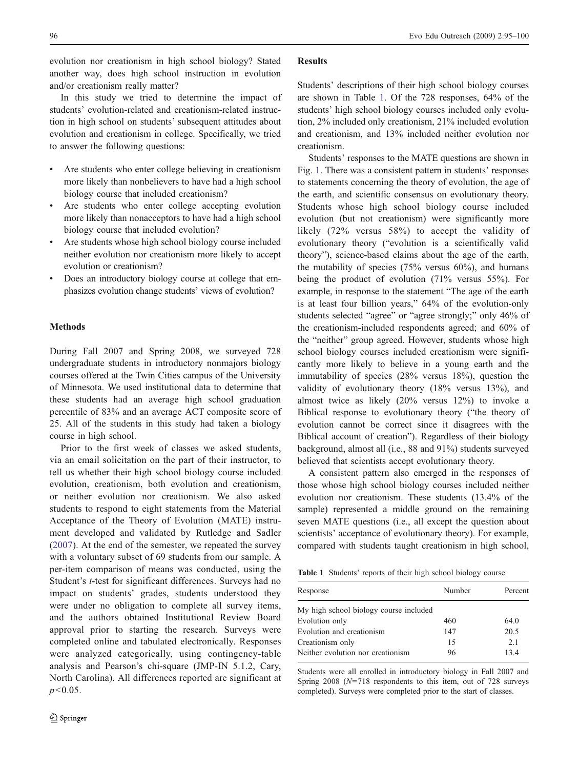evolution nor creationism in high school biology? Stated another way, does high school instruction in evolution and/or creationism really matter?

In this study we tried to determine the impact of students' evolution-related and creationism-related instruction in high school on students' subsequent attitudes about evolution and creationism in college. Specifically, we tried to answer the following questions:

- Are students who enter college believing in creationism more likely than nonbelievers to have had a high school biology course that included creationism?
- Are students who enter college accepting evolution more likely than nonacceptors to have had a high school biology course that included evolution?
- Are students whose high school biology course included neither evolution nor creationism more likely to accept evolution or creationism?
- Does an introductory biology course at college that emphasizes evolution change students' views of evolution?

## Methods

During Fall 2007 and Spring 2008, we surveyed 728 undergraduate students in introductory nonmajors biology courses offered at the Twin Cities campus of the University of Minnesota. We used institutional data to determine that these students had an average high school graduation percentile of 83% and an average ACT composite score of 25. All of the students in this study had taken a biology course in high school.

Prior to the first week of classes we asked students, via an email solicitation on the part of their instructor, to tell us whether their high school biology course included evolution, creationism, both evolution and creationism, or neither evolution nor creationism. We also asked students to respond to eight statements from the Material Acceptance of the Theory of Evolution (MATE) instrument developed and validated by Rutledge and Sadler (2007). At the end of the semester, we repeated the survey with a voluntary subset of 69 students from our sample. A per-item comparison of means was conducted, using the Student's *t*-test for significant differences. Surveys had no impact on students' grades, students understood they were under no obligation to complete all survey items, and the authors obtained Institutional Review Board approval prior to starting the research. Surveys were completed online and tabulated electronically. Responses were analyzed categorically, using contingency-table analysis and Pearson's chi-square (JMP-IN 5.1.2, Cary, North Carolina). All differences reported are significant at $p<0.05$.

## Results

Students' descriptions of their high school biology courses are shown in Table 1. Of the 728 responses, 64% of the students' high school biology courses included only evolution, 2% included only creationism, 21% included evolution and creationism, and 13% included neither evolution nor creationism.

Students' responses to the MATE questions are shown in Fig. 1. There was a consistent pattern in students' responses to statements concerning the theory of evolution, the age of the earth, and scientific consensus on evolutionary theory. Students whose high school biology course included evolution (but not creationism) were significantly more likely (72% versus 58%) to accept the validity of evolutionary theory ("evolution is a scientifically valid theory"), science-based claims about the age of the earth, the mutability of species (75% versus 60%), and humans being the product of evolution (71% versus 55%). For example, in response to the statement "The age of the earth is at least four billion years," 64% of the evolution-only students selected "agree" or "agree strongly;" only 46% of the creationism-included respondents agreed; and 60% of the "neither" group agreed. However, students whose high school biology courses included creationism were significantly more likely to believe in a young earth and the immutability of species (28% versus 18%), question the validity of evolutionary theory (18% versus 13%), and almost twice as likely (20% versus 12%) to invoke a Biblical response to evolutionary theory ("the theory of evolution cannot be correct since it disagrees with the Biblical account of creation"). Regardless of their biology background, almost all (i.e., 88 and 91%) students surveyed believed that scientists accept evolutionary theory.

A consistent pattern also emerged in the responses of those whose high school biology courses included neither evolution nor creationism. These students (13.4% of the sample) represented a middle ground on the remaining seven MATE questions (i.e., all except the question about scientists' acceptance of evolutionary theory). For example, compared with students taught creationism in high school,

**Table 1** Students' reports of their high school biology course

| Response | Number | Percent |
|---|---|---|
| My high school biology course included | | |
| Evolution only | 460 | 64.0 |
| Evolution and creationism | 147 | 20.5 |
| Creationism only | 15 | 2.1 |
| Neither evolution nor creationism | 96 | 13.4 |

Students were all enrolled in introductory biology in Fall 2007 and Spring 2008 ($N=718$ respondents to this item, out of 728 surveys completed). Surveys were completed prior to the start of classes.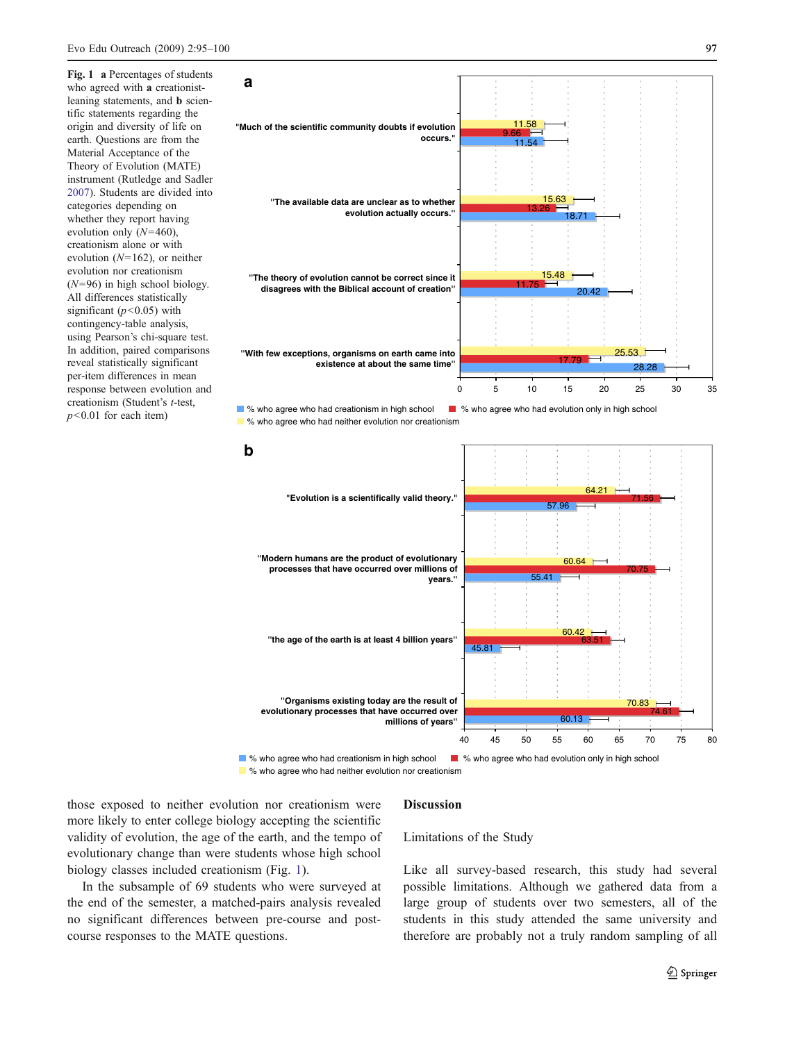**Fig. 1** **a** Percentages of students who agreed with **a** creationist-leaning statements, and **b** scientific statements regarding the origin and diversity of life on earth. Questions are from the Material Acceptance of the Theory of Evolution (MATE) instrument (Rutledge and Sadler 2007). Students are divided into categories depending on whether they report having evolution only ($N$=460), creationism alone or with evolution ($N$=162), or neither evolution nor creationism ($N$=96) in high school biology. All differences statistically significant ($p$<0.05) with contingency-table analysis, using Pearson's chi-square test. In addition, paired comparisons reveal statistically significant per-item differences in mean response between evolution and creationism (Student's $t$-test, $p$<0.01 for each item)

**a**

| Statement | % who agree who had neither evolution nor creationism | % who agree who had evolution only in high school | % who agree who had creationism in high school |
|---|---|---|---|
| "Much of the scientific community doubts if evolution occurs." | 11.58 | 9.66 | 11.54 |
| "The available data are unclear as to whether evolution actually occurs." | 15.63 | 13.26 | 18.71 |
| "The theory of evolution cannot be correct since it disagrees with the Biblical account of creation" | 15.48 | 11.75 | 20.42 |
| "With few exceptions, organisms on earth came into existence at about the same time" | 25.53 | 17.79 | 28.28 |

**b**

| Statement | % who agree who had neither evolution nor creationism | % who agree who had evolution only in high school | % who agree who had creationism in high school |
|---|---|---|---|
| "Evolution is a scientifically valid theory." | 64.21 | 71.56 | 57.96 |
| "Modern humans are the product of evolutionary processes that have occurred over millions of years." | 60.64 | 70.75 | 55.41 |
| "the age of the earth is at least 4 billion years" | 60.42 | 63.51 | 45.81 |
| "Organisms existing today are the result of evolutionary processes that have occurred over millions of years" | 70.83 | 74.61 | 60.13 |

those exposed to neither evolution nor creationism were more likely to enter college biology accepting the scientific validity of evolution, the age of the earth, and the tempo of evolutionary change than were students whose high school biology classes included creationism (Fig. 1).

In the subsample of 69 students who were surveyed at the end of the semester, a matched-pairs analysis revealed no significant differences between pre-course and post-course responses to the MATE questions.

## Discussion

### Limitations of the Study

Like all survey-based research, this study had several possible limitations. Although we gathered data from a large group of students over two semesters, all of the students in this study attended the same university and therefore are probably not a truly random sampling of all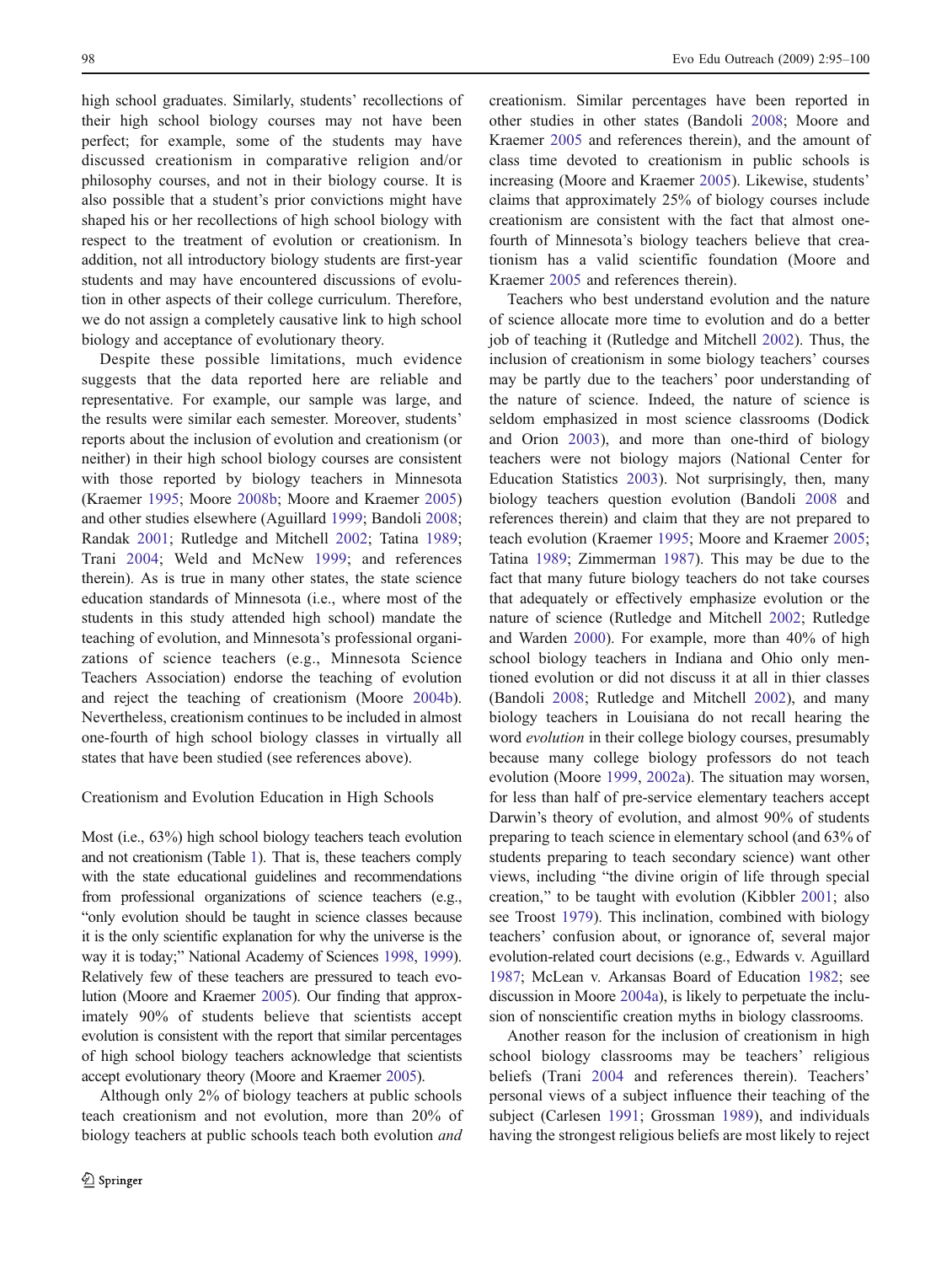high school graduates. Similarly, students' recollections of their high school biology courses may not have been perfect; for example, some of the students may have discussed creationism in comparative religion and/or philosophy courses, and not in their biology course. It is also possible that a student's prior convictions might have shaped his or her recollections of high school biology with respect to the treatment of evolution or creationism. In addition, not all introductory biology students are first-year students and may have encountered discussions of evolution in other aspects of their college curriculum. Therefore, we do not assign a completely causative link to high school biology and acceptance of evolutionary theory.

Despite these possible limitations, much evidence suggests that the data reported here are reliable and representative. For example, our sample was large, and the results were similar each semester. Moreover, students' reports about the inclusion of evolution and creationism (or neither) in their high school biology courses are consistent with those reported by biology teachers in Minnesota (Kraemer 1995; Moore 2008b; Moore and Kraemer 2005) and other studies elsewhere (Aguillard 1999; Bandoli 2008; Randak 2001; Rutledge and Mitchell 2002; Tatina 1989; Trani 2004; Weld and McNew 1999; and references therein). As is true in many other states, the state science education standards of Minnesota (i.e., where most of the students in this study attended high school) mandate the teaching of evolution, and Minnesota's professional organizations of science teachers (e.g., Minnesota Science Teachers Association) endorse the teaching of evolution and reject the teaching of creationism (Moore 2004b). Nevertheless, creationism continues to be included in almost one-fourth of high school biology classes in virtually all states that have been studied (see references above).

## Creationism and Evolution Education in High Schools

Most (i.e., 63%) high school biology teachers teach evolution and not creationism (Table 1). That is, these teachers comply with the state educational guidelines and recommendations from professional organizations of science teachers (e.g., "only evolution should be taught in science classes because it is the only scientific explanation for why the universe is the way it is today;" National Academy of Sciences 1998, 1999). Relatively few of these teachers are pressured to teach evolution (Moore and Kraemer 2005). Our finding that approximately 90% of students believe that scientists accept evolution is consistent with the report that similar percentages of high school biology teachers acknowledge that scientists accept evolutionary theory (Moore and Kraemer 2005).

Although only 2% of biology teachers at public schools teach creationism and not evolution, more than 20% of biology teachers at public schools teach both evolution *and* creationism. Similar percentages have been reported in other studies in other states (Bandoli 2008; Moore and Kraemer 2005 and references therein), and the amount of class time devoted to creationism in public schools is increasing (Moore and Kraemer 2005). Likewise, students' claims that approximately 25% of biology courses include creationism are consistent with the fact that almost one-fourth of Minnesota's biology teachers believe that creationism has a valid scientific foundation (Moore and Kraemer 2005 and references therein).

Teachers who best understand evolution and the nature of science allocate more time to evolution and do a better job of teaching it (Rutledge and Mitchell 2002). Thus, the inclusion of creationism in some biology teachers' courses may be partly due to the teachers' poor understanding of the nature of science. Indeed, the nature of science is seldom emphasized in most science classrooms (Dodick and Orion 2003), and more than one-third of biology teachers were not biology majors (National Center for Education Statistics 2003). Not surprisingly, then, many biology teachers question evolution (Bandoli 2008 and references therein) and claim that they are not prepared to teach evolution (Kraemer 1995; Moore and Kraemer 2005; Tatina 1989; Zimmerman 1987). This may be due to the fact that many future biology teachers do not take courses that adequately or effectively emphasize evolution or the nature of science (Rutledge and Mitchell 2002; Rutledge and Warden 2000). For example, more than 40% of high school biology teachers in Indiana and Ohio only mentioned evolution or did not discuss it at all in thier classes (Bandoli 2008; Rutledge and Mitchell 2002), and many biology teachers in Louisiana do not recall hearing the word *evolution* in their college biology courses, presumably because many college biology professors do not teach evolution (Moore 1999, 2002a). The situation may worsen, for less than half of pre-service elementary teachers accept Darwin's theory of evolution, and almost 90% of students preparing to teach science in elementary school (and 63% of students preparing to teach secondary science) want other views, including "the divine origin of life through special creation," to be taught with evolution (Kibbler 2001; also see Troost 1979). This inclination, combined with biology teachers' confusion about, or ignorance of, several major evolution-related court decisions (e.g., Edwards v. Aguillard 1987; McLean v. Arkansas Board of Education 1982; see discussion in Moore 2004a), is likely to perpetuate the inclusion of nonscientific creation myths in biology classrooms.

Another reason for the inclusion of creationism in high school biology classrooms may be teachers' religious beliefs (Trani 2004 and references therein). Teachers' personal views of a subject influence their teaching of the subject (Carlesen 1991; Grossman 1989), and individuals having the strongest religious beliefs are most likely to reject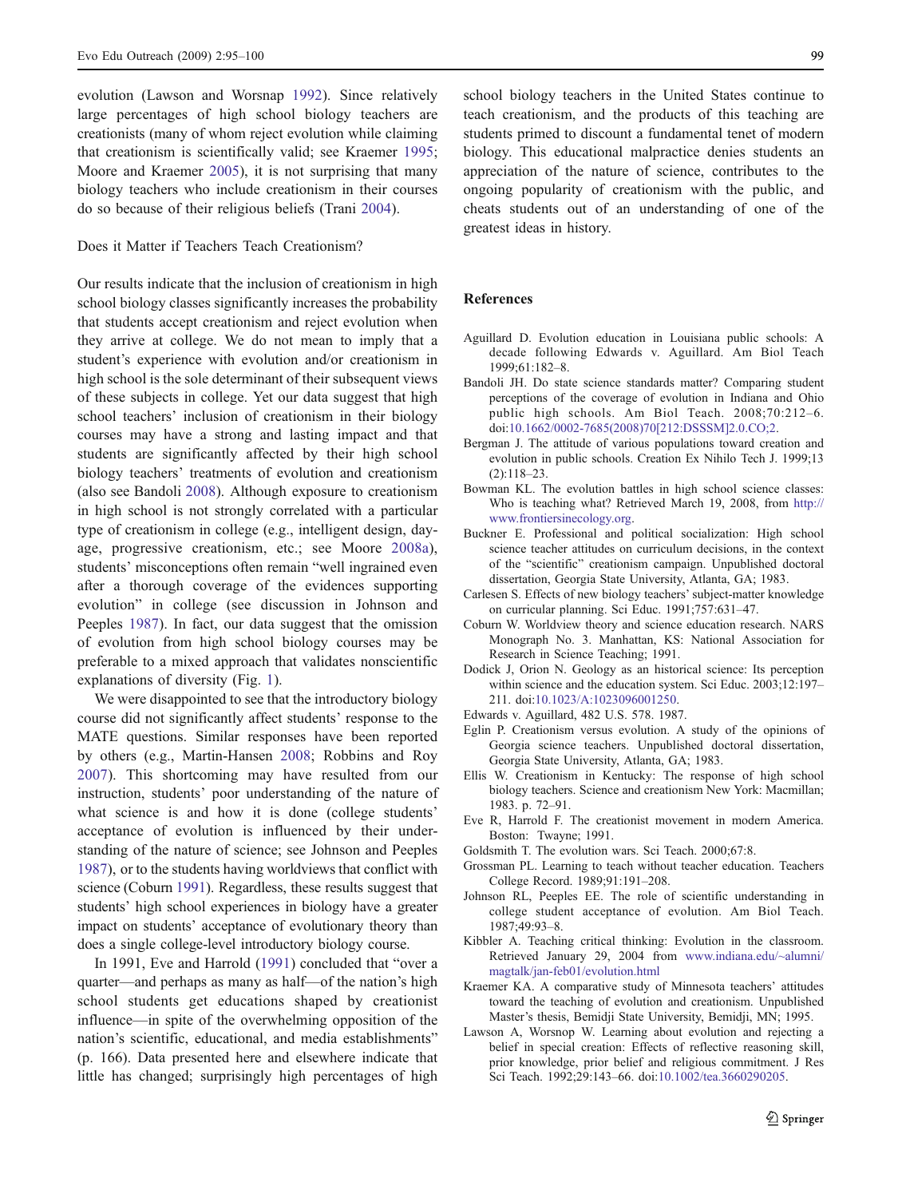evolution (Lawson and Worsnap 1992). Since relatively large percentages of high school biology teachers are creationists (many of whom reject evolution while claiming that creationism is scientifically valid; see Kraemer 1995; Moore and Kraemer 2005), it is not surprising that many biology teachers who include creationism in their courses do so because of their religious beliefs (Trani 2004).

## Does it Matter if Teachers Teach Creationism?

Our results indicate that the inclusion of creationism in high school biology classes significantly increases the probability that students accept creationism and reject evolution when they arrive at college. We do not mean to imply that a student's experience with evolution and/or creationism in high school is the sole determinant of their subsequent views of these subjects in college. Yet our data suggest that high school teachers' inclusion of creationism in their biology courses may have a strong and lasting impact and that students are significantly affected by their high school biology teachers' treatments of evolution and creationism (also see Bandoli 2008). Although exposure to creationism in high school is not strongly correlated with a particular type of creationism in college (e.g., intelligent design, day-age, progressive creationism, etc.; see Moore 2008a), students' misconceptions often remain "well ingrained even after a thorough coverage of the evidences supporting evolution" in college (see discussion in Johnson and Peeples 1987). In fact, our data suggest that the omission of evolution from high school biology courses may be preferable to a mixed approach that validates nonscientific explanations of diversity (Fig. 1).

We were disappointed to see that the introductory biology course did not significantly affect students' response to the MATE questions. Similar responses have been reported by others (e.g., Martin-Hansen 2008; Robbins and Roy 2007). This shortcoming may have resulted from our instruction, students' poor understanding of the nature of what science is and how it is done (college students' acceptance of evolution is influenced by their understanding of the nature of science; see Johnson and Peeples 1987), or to the students having worldviews that conflict with science (Coburn 1991). Regardless, these results suggest that students' high school experiences in biology have a greater impact on students' acceptance of evolutionary theory than does a single college-level introductory biology course.

In 1991, Eve and Harrold (1991) concluded that "over a quarter—and perhaps as many as half—of the nation's high school students get educations shaped by creationist influence—in spite of the overwhelming opposition of the nation's scientific, educational, and media establishments" (p. 166). Data presented here and elsewhere indicate that little has changed; surprisingly high percentages of high school biology teachers in the United States continue to teach creationism, and the products of this teaching are students primed to discount a fundamental tenet of modern biology. This educational malpractice denies students an appreciation of the nature of science, contributes to the ongoing popularity of creationism with the public, and cheats students out of an understanding of one of the greatest ideas in history.

## References

Aguillard D. Evolution education in Louisiana public schools: A decade following Edwards v. Aguillard. Am Biol Teach 1999;61:182–8.

Bandoli JH. Do state science standards matter? Comparing student perceptions of the coverage of evolution in Indiana and Ohio public high schools. Am Biol Teach. 2008;70:212–6. doi:10.1662/0002-7685(2008)70[212:DSSSM]2.0.CO;2.

Bergman J. The attitude of various populations toward creation and evolution in public schools. Creation Ex Nihilo Tech J. 1999;13 (2):118–23.

Bowman KL. The evolution battles in high school science classes: Who is teaching what? Retrieved March 19, 2008, from http://www.frontiersinecology.org.

Buckner E. Professional and political socialization: High school science teacher attitudes on curriculum decisions, in the context of the "scientific" creationism campaign. Unpublished doctoral dissertation, Georgia State University, Atlanta, GA; 1983.

Carlesen S. Effects of new biology teachers' subject-matter knowledge on curricular planning. Sci Educ. 1991;757:631–47.

Coburn W. Worldview theory and science education research. NARS Monograph No. 3. Manhattan, KS: National Association for Research in Science Teaching; 1991.

Dodick J, Orion N. Geology as an historical science: Its perception within science and the education system. Sci Educ. 2003;12:197–211. doi:10.1023/A:1023096001250.

Edwards v. Aguillard, 482 U.S. 578. 1987.

Eglin P. Creationism versus evolution. A study of the opinions of Georgia science teachers. Unpublished doctoral dissertation, Georgia State University, Atlanta, GA; 1983.

Ellis W. Creationism in Kentucky: The response of high school biology teachers. Science and creationism New York: Macmillan; 1983. p. 72–91.

Eve R, Harrold F. The creationist movement in modern America. Boston: Twayne; 1991.

Goldsmith T. The evolution wars. Sci Teach. 2000;67:8.

Grossman PL. Learning to teach without teacher education. Teachers College Record. 1989;91:191–208.

Johnson RL, Peeples EE. The role of scientific understanding in college student acceptance of evolution. Am Biol Teach. 1987;49:93–8.

Kibbler A. Teaching critical thinking: Evolution in the classroom. Retrieved January 29, 2004 from www.indiana.edu/~alumni/magtalk/jan-feb01/evolution.html

Kraemer KA. A comparative study of Minnesota teachers' attitudes toward the teaching of evolution and creationism. Unpublished Master's thesis, Bemidji State University, Bemidji, MN; 1995.

Lawson A, Worsnop W. Learning about evolution and rejecting a belief in special creation: Effects of reflective reasoning skill, prior knowledge, prior belief and religious commitment. J Res Sci Teach. 1992;29:143–66. doi:10.1002/tea.3660290205.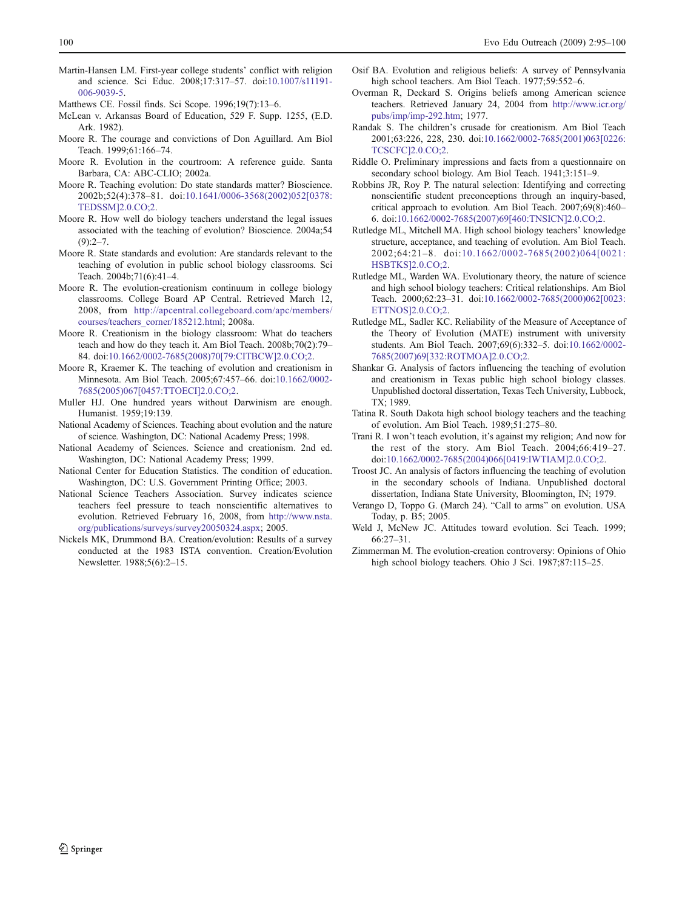Martin-Hansen LM. First-year college students' conflict with religion and science. Sci Educ. 2008;17:317–57. doi:10.1007/s11191-006-9039-5.

Matthews CE. Fossil finds. Sci Scope. 1996;19(7):13–6.

McLean v. Arkansas Board of Education, 529 F. Supp. 1255, (E.D. Ark. 1982).

Moore R. The courage and convictions of Don Aguillard. Am Biol Teach. 1999;61:166–74.

Moore R. Evolution in the courtroom: A reference guide. Santa Barbara, CA: ABC-CLIO; 2002a.

Moore R. Teaching evolution: Do state standards matter? Bioscience. 2002b;52(4):378–81. doi:10.1641/0006-3568(2002)052[0378:TEDSSM]2.0.CO;2.

Moore R. How well do biology teachers understand the legal issues associated with the teaching of evolution? Bioscience. 2004a;54(9):2–7.

Moore R. State standards and evolution: Are standards relevant to the teaching of evolution in public school biology classrooms. Sci Teach. 2004b;71(6):41–4.

Moore R. The evolution-creationism continuum in college biology classrooms. College Board AP Central. Retrieved March 12, 2008, from http://apcentral.collegeboard.com/apc/members/courses/teachers_corner/185212.html; 2008a.

Moore R. Creationism in the biology classroom: What do teachers teach and how do they teach it. Am Biol Teach. 2008b;70(2):79–84. doi:10.1662/0002-7685(2008)70[79:CITBCW]2.0.CO;2.

Moore R, Kraemer K. The teaching of evolution and creationism in Minnesota. Am Biol Teach. 2005;67:457–66. doi:10.1662/0002-7685(2005)067[0457:TTOECI]2.0.CO;2.

Muller HJ. One hundred years without Darwinism are enough. Humanist. 1959;19:139.

National Academy of Sciences. Teaching about evolution and the nature of science. Washington, DC: National Academy Press; 1998.

National Academy of Sciences. Science and creationism. 2nd ed. Washington, DC: National Academy Press; 1999.

National Center for Education Statistics. The condition of education. Washington, DC: U.S. Government Printing Office; 2003.

National Science Teachers Association. Survey indicates science teachers feel pressure to teach nonscientific alternatives to evolution. Retrieved February 16, 2008, from http://www.nsta.org/publications/surveys/survey20050324.aspx; 2005.

Nickels MK, Drummond BA. Creation/evolution: Results of a survey conducted at the 1983 ISTA convention. Creation/Evolution Newsletter. 1988;5(6):2–15.

Osif BA. Evolution and religious beliefs: A survey of Pennsylvania high school teachers. Am Biol Teach. 1977;59:552–6.

Overman R, Deckard S. Origins beliefs among American science teachers. Retrieved January 24, 2004 from http://www.icr.org/pubs/imp/imp-292.htm; 1977.

Randak S. The children's crusade for creationism. Am Biol Teach 2001;63:226, 228, 230. doi:10.1662/0002-7685(2001)063[0226:TCSCFC]2.0.CO;2.

Riddle O. Preliminary impressions and facts from a questionnaire on secondary school biology. Am Biol Teach. 1941;3:151–9.

Robbins JR, Roy P. The natural selection: Identifying and correcting nonscientific student preconceptions through an inquiry-based, critical approach to evolution. Am Biol Teach. 2007;69(8):460–6. doi:10.1662/0002-7685(2007)69[460:TNSICN]2.0.CO;2.

Rutledge ML, Mitchell MA. High school biology teachers' knowledge structure, acceptance, and teaching of evolution. Am Biol Teach. 2002;64:21–8. doi:10.1662/0002-7685(2002)064[0021:HSBTKS]2.0.CO;2.

Rutledge ML, Warden WA. Evolutionary theory, the nature of science and high school biology teachers: Critical relationships. Am Biol Teach. 2000;62:23–31. doi:10.1662/0002-7685(2000)062[0023:ETTNOS]2.0.CO;2.

Rutledge ML, Sadler KC. Reliability of the Measure of Acceptance of the Theory of Evolution (MATE) instrument with university students. Am Biol Teach. 2007;69(6):332–5. doi:10.1662/0002-7685(2007)69[332:ROTMOA]2.0.CO;2.

Shankar G. Analysis of factors influencing the teaching of evolution and creationism in Texas public high school biology classes. Unpublished doctoral dissertation, Texas Tech University, Lubbock, TX; 1989.

Tatina R. South Dakota high school biology teachers and the teaching of evolution. Am Biol Teach. 1989;51:275–80.

Trani R. I won't teach evolution, it's against my religion; And now for the rest of the story. Am Biol Teach. 2004;66:419–27. doi:10.1662/0002-7685(2004)066[0419:IWTIAM]2.0.CO;2.

Troost JC. An analysis of factors influencing the teaching of evolution in the secondary schools of Indiana. Unpublished doctoral dissertation, Indiana State University, Bloomington, IN; 1979.

Verango D, Toppo G. (March 24). "Call to arms" on evolution. USA Today, p. B5; 2005.

Weld J, McNew JC. Attitudes toward evolution. Sci Teach. 1999;66:27–31.

Zimmerman M. The evolution-creation controversy: Opinions of Ohio high school biology teachers. Ohio J Sci. 1987;87:115–25.